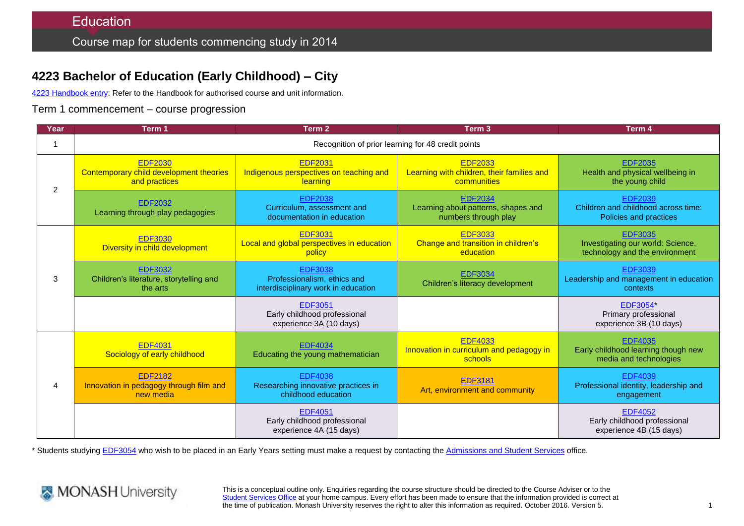Education

Course map for students commencing study in 2014

## 4223 Bachelor of Education (Early Childhood) – City

4223 Handbook entry: Refer to the Handbook for authorised course and unit information.

### Term 1 commencement – course progression

| Year | Term 1 | Term 2 | Term 3 | Term 4 |
|---|---|---|---|---|
| 1 | Recognition of prior learning for 48 credit points | | | |
| 2 | EDF2030 Contemporary child development theories and practices | EDF2031 Indigenous perspectives on teaching and learning | EDF2033 Learning with children, their families and communities | EDF2035 Health and physical wellbeing in the young child |
| | EDF2032 Learning through play pedagogies | EDF2038 Curriculum, assessment and documentation in education | EDF2034 Learning about patterns, shapes and numbers through play | EDF2039 Children and childhood across time: Policies and practices |
| 3 | EDF3030 Diversity in child development | EDF3031 Local and global perspectives in education policy | EDF3033 Change and transition in children's education | EDF3035 Investigating our world: Science, technology and the environment |
| | EDF3032 Children's literature, storytelling and the arts | EDF3038 Professionalism, ethics and interdisciplinary work in education | EDF3034 Children's literacy development | EDF3039 Leadership and management in education contexts |
| | | EDF3051 Early childhood professional experience 3A (10 days) | | EDF3054* Primary professional experience 3B (10 days) |
| 4 | EDF4031 Sociology of early childhood | EDF4034 Educating the young mathematician | EDF4033 Innovation in curriculum and pedagogy in schools | EDF4035 Early childhood learning though new media and technologies |
| | EDF2182 Innovation in pedagogy through film and new media | EDF4038 Researching innovative practices in childhood education | EDF3181 Art, environment and community | EDF4039 Professional identity, leadership and engagement |
| | | EDF4051 Early childhood professional experience 4A (15 days) | | EDF4052 Early childhood professional experience 4B (15 days) |

* Students studying EDF3054 who wish to be placed in an Early Years setting must make a request by contacting the Admissions and Student Services office.

MONASH University

This is a conceptual outline only. Enquiries regarding the course structure should be directed to the Course Adviser or to the Student Services Office at your home campus. Every effort has been made to ensure that the information provided is correct at the time of publication. Monash University reserves the right to alter this information as required. October 2016. Version 5.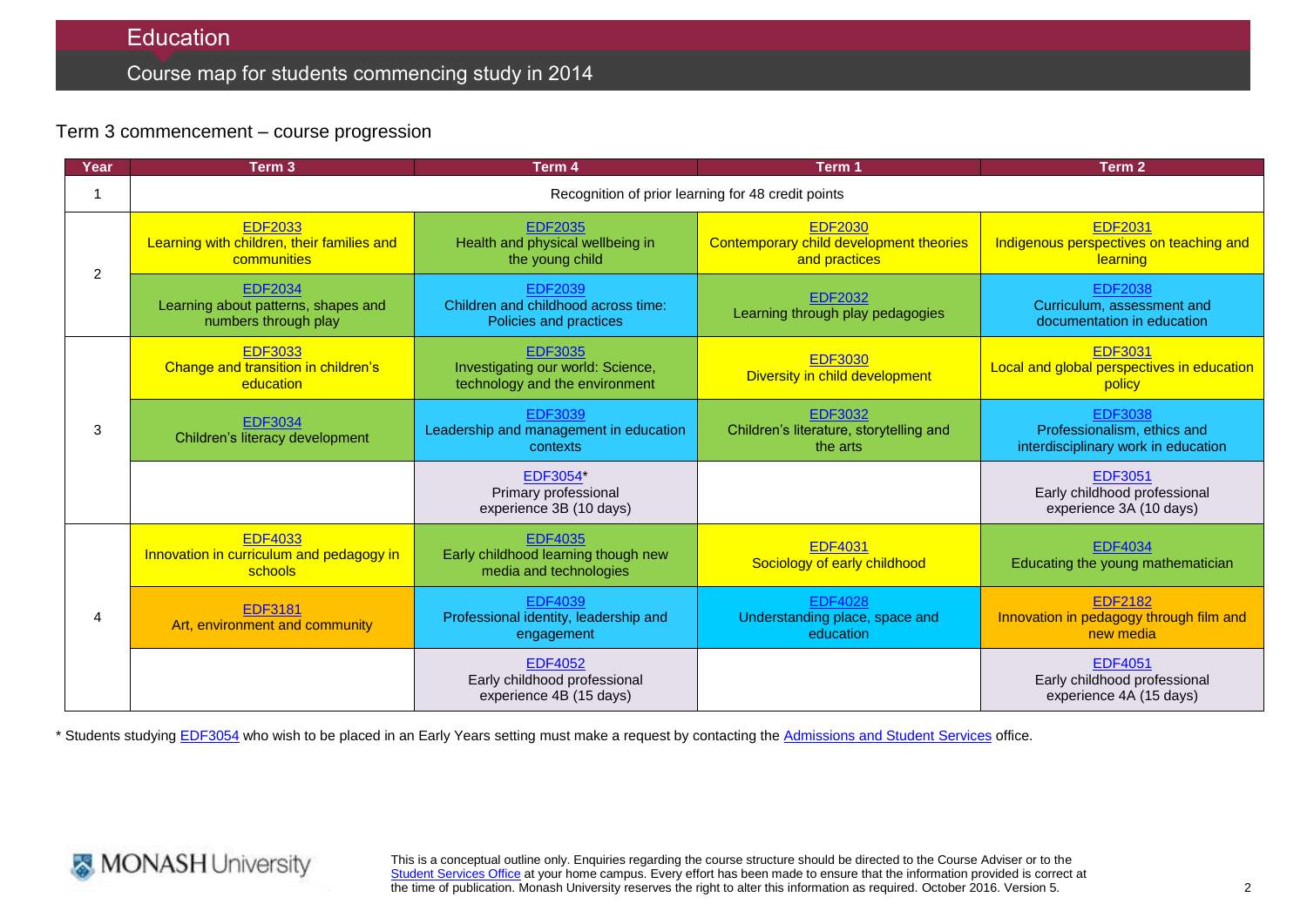# Education

## Course map for students commencing study in 2014

### Term 3 commencement – course progression

| Year | Term 3 | Term 4 | Term 1 | Term 2 |
|---|---|---|---|---|
| 1 | Recognition of prior learning for 48 credit points | | | |
| 2 | EDF2033 Learning with children, their families and communities | EDF2035 Health and physical wellbeing in the young child | EDF2030 Contemporary child development theories and practices | EDF2031 Indigenous perspectives on teaching and learning |
| | EDF2034 Learning about patterns, shapes and numbers through play | EDF2039 Children and childhood across time: Policies and practices | EDF2032 Learning through play pedagogies | EDF2038 Curriculum, assessment and documentation in education |
| 3 | EDF3033 Change and transition in children's education | EDF3035 Investigating our world: Science, technology and the environment | EDF3030 Diversity in child development | EDF3031 Local and global perspectives in education policy |
| | EDF3034 Children's literacy development | EDF3039 Leadership and management in education contexts | EDF3032 Children's literature, storytelling and the arts | EDF3038 Professionalism, ethics and interdisciplinary work in education |
| | | EDF3054* Primary professional experience 3B (10 days) | | EDF3051 Early childhood professional experience 3A (10 days) |
| 4 | EDF4033 Innovation in curriculum and pedagogy in schools | EDF4035 Early childhood learning though new media and technologies | EDF4031 Sociology of early childhood | EDF4034 Educating the young mathematician |
| | EDF3181 Art, environment and community | EDF4039 Professional identity, leadership and engagement | EDF4028 Understanding place, space and education | EDF2182 Innovation in pedagogy through film and new media |
| | | EDF4052 Early childhood professional experience 4B (15 days) | | EDF4051 Early childhood professional experience 4A (15 days) |

* Students studying EDF3054 who wish to be placed in an Early Years setting must make a request by contacting the Admissions and Student Services office.

This is a conceptual outline only. Enquiries regarding the course structure should be directed to the Course Adviser or to the Student Services Office at your home campus. Every effort has been made to ensure that the information provided is correct at the time of publication. Monash University reserves the right to alter this information as required. October 2016. Version 5.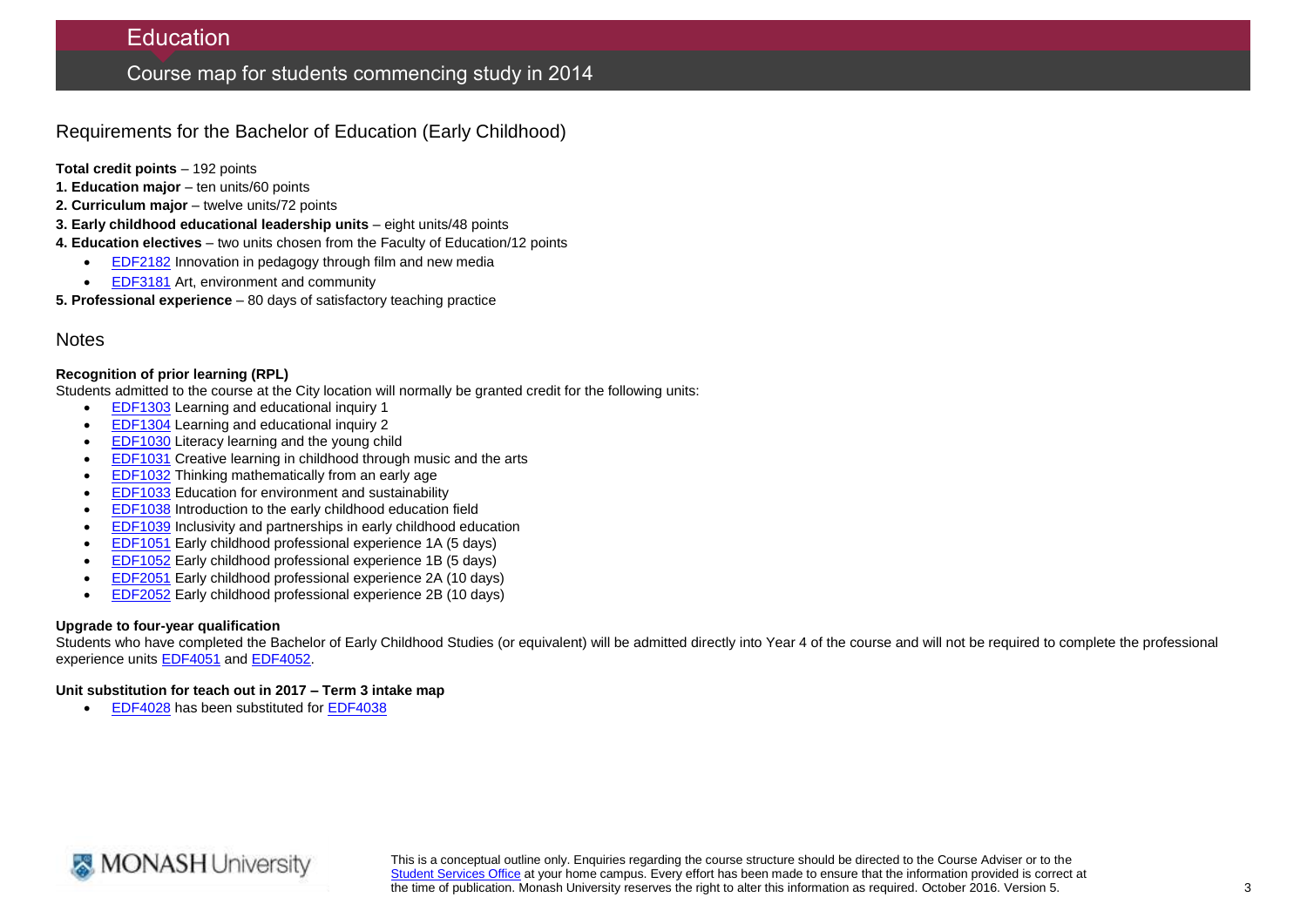# Education

## Course map for students commencing study in 2014

### Requirements for the Bachelor of Education (Early Childhood)

**Total credit points** – 192 points

**1. Education major** – ten units/60 points

**2. Curriculum major** – twelve units/72 points

**3. Early childhood educational leadership units** – eight units/48 points

**4. Education electives** – two units chosen from the Faculty of Education/12 points

- EDF2182 Innovation in pedagogy through film and new media
- EDF3181 Art, environment and community

**5. Professional experience** – 80 days of satisfactory teaching practice

### Notes

**Recognition of prior learning (RPL)**

Students admitted to the course at the City location will normally be granted credit for the following units:

- EDF1303 Learning and educational inquiry 1
- EDF1304 Learning and educational inquiry 2
- EDF1030 Literacy learning and the young child
- EDF1031 Creative learning in childhood through music and the arts
- EDF1032 Thinking mathematically from an early age
- EDF1033 Education for environment and sustainability
- EDF1038 Introduction to the early childhood education field
- EDF1039 Inclusivity and partnerships in early childhood education
- EDF1051 Early childhood professional experience 1A (5 days)
- EDF1052 Early childhood professional experience 1B (5 days)
- EDF2051 Early childhood professional experience 2A (10 days)
- EDF2052 Early childhood professional experience 2B (10 days)

**Upgrade to four-year qualification**

Students who have completed the Bachelor of Early Childhood Studies (or equivalent) will be admitted directly into Year 4 of the course and will not be required to complete the professional experience units EDF4051 and EDF4052.

**Unit substitution for teach out in 2017 – Term 3 intake map**

- EDF4028 has been substituted for EDF4038

This is a conceptual outline only. Enquiries regarding the course structure should be directed to the Course Adviser or to the Student Services Office at your home campus. Every effort has been made to ensure that the information provided is correct at the time of publication. Monash University reserves the right to alter this information as required. October 2016. Version 5.